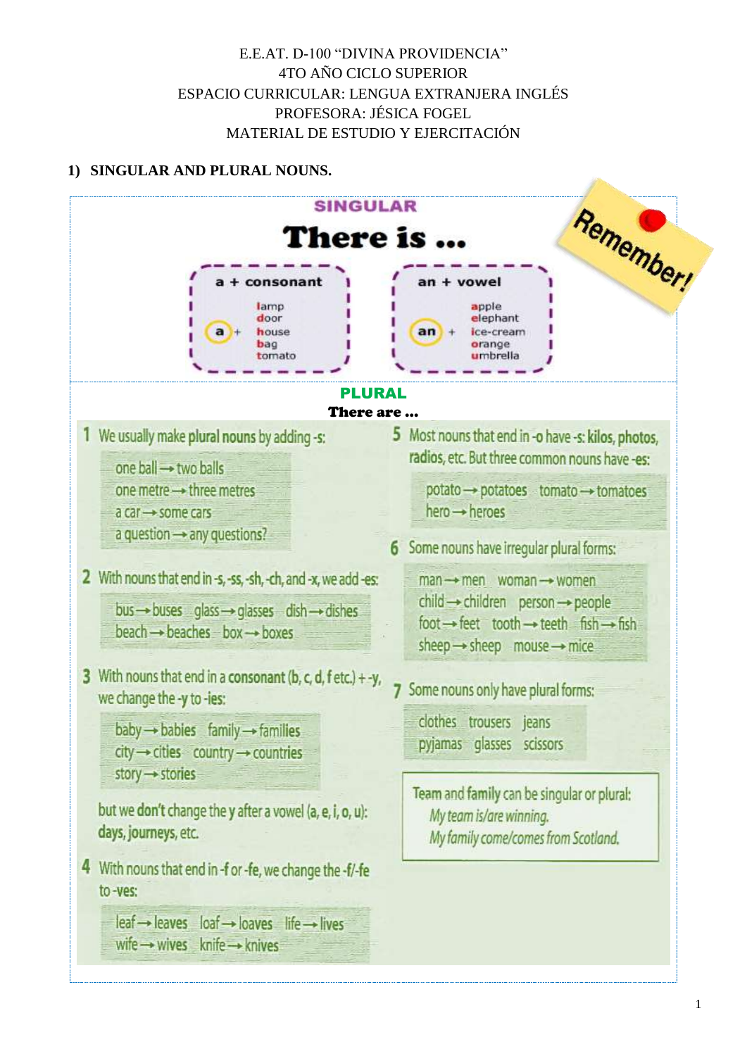E.E.AT. D-100 "DIVINA PROVIDENCIA"
4TO AÑO CICLO SUPERIOR
ESPACIO CURRICULAR: LENGUA EXTRANJERA INGLÉS
PROFESORA: JÉSICA FOGEL
MATERIAL DE ESTUDIO Y EJERCITACIÓN

## 1) SINGULAR AND PLURAL NOUNS.

Remember!

### SINGULAR

**There is ...**

| a + consonant | an + vowel |
|---|---|
| a + lamp | an + apple |
| door | elephant |
| house | ice-cream |
| bag | orange |
| tomato | umbrella |

### PLURAL

**There are ...**

**1** We usually make **plural nouns** by adding **-s**:

- one ball → two balls
- one metre → three metres
- a car → some cars
- a question → any questions?

**2** With nouns that end in **-s, -ss, -sh, -ch**, and **-x**, we add **-es**:

- bus → buses glass → glasses dish → dishes
- beach → beaches box → boxes

**3** With nouns that end in a **consonant** (b, c, d, f etc.) + **-y**, we change the **-y** to **-ies**:

- baby → babies family → families
- city → cities country → countries
- story → stories

but we **don't** change the **y** after a vowel (**a, e, i, o, u**): **days, journeys**, etc.

**4** With nouns that end in **-f** or **-fe**, we change the **-f/-fe** to **-ves**:

- leaf → leaves loaf → loaves life → lives
- wife → wives knife → knives

**5** Most nouns that end in **-o** have **-s**: **kilos, photos, radios**, etc. But three common nouns have **-es**:

- potato → potatoes tomato → tomatoes
- hero → heroes

**6** Some nouns have irregular plural forms:

- man → men woman → women
- child → children person → people
- foot → feet tooth → teeth fish → fish
- sheep → sheep mouse → mice

**7** Some nouns only have plural forms:

- clothes trousers jeans
- pyjamas glasses scissors

**Team** and **family** can be singular or plural:
*My team is/are winning.*
*My family come/comes from Scotland.*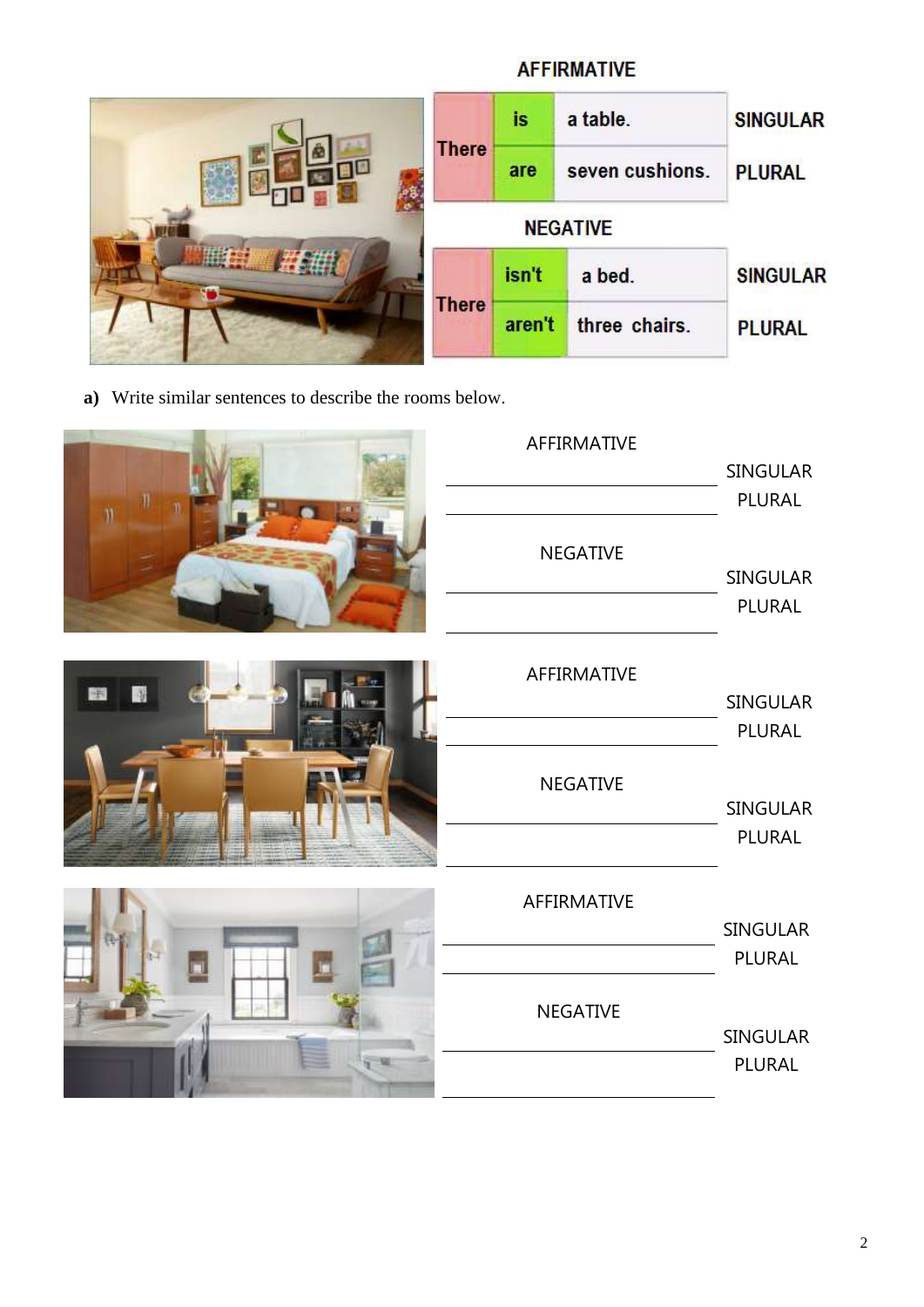### AFFIRMATIVE

| There | is | a table. | SINGULAR |
|---|---|---|---|
| | are | seven cushions. | PLURAL |

### NEGATIVE

| There | isn't | a bed. | SINGULAR |
|---|---|---|---|
| | aren't | three chairs. | PLURAL |

**a)** Write similar sentences to describe the rooms below.

AFFIRMATIVE

\_\_\_\_\_\_\_\_\_\_\_\_\_\_\_\_\_\_\_\_\_\_\_\_\_\_\_\_\_\_ SINGULAR

\_\_\_\_\_\_\_\_\_\_\_\_\_\_\_\_\_\_\_\_\_\_\_\_\_\_\_\_\_\_ PLURAL

NEGATIVE

\_\_\_\_\_\_\_\_\_\_\_\_\_\_\_\_\_\_\_\_\_\_\_\_\_\_\_\_\_\_ SINGULAR

\_\_\_\_\_\_\_\_\_\_\_\_\_\_\_\_\_\_\_\_\_\_\_\_\_\_\_\_\_\_ PLURAL

AFFIRMATIVE

\_\_\_\_\_\_\_\_\_\_\_\_\_\_\_\_\_\_\_\_\_\_\_\_\_\_\_\_\_\_ SINGULAR

\_\_\_\_\_\_\_\_\_\_\_\_\_\_\_\_\_\_\_\_\_\_\_\_\_\_\_\_\_\_ PLURAL

NEGATIVE

\_\_\_\_\_\_\_\_\_\_\_\_\_\_\_\_\_\_\_\_\_\_\_\_\_\_\_\_\_\_ SINGULAR

\_\_\_\_\_\_\_\_\_\_\_\_\_\_\_\_\_\_\_\_\_\_\_\_\_\_\_\_\_\_ PLURAL

AFFIRMATIVE

\_\_\_\_\_\_\_\_\_\_\_\_\_\_\_\_\_\_\_\_\_\_\_\_\_\_\_\_\_\_ SINGULAR

\_\_\_\_\_\_\_\_\_\_\_\_\_\_\_\_\_\_\_\_\_\_\_\_\_\_\_\_\_\_ PLURAL

NEGATIVE

\_\_\_\_\_\_\_\_\_\_\_\_\_\_\_\_\_\_\_\_\_\_\_\_\_\_\_\_\_\_ SINGULAR

\_\_\_\_\_\_\_\_\_\_\_\_\_\_\_\_\_\_\_\_\_\_\_\_\_\_\_\_\_\_ PLURAL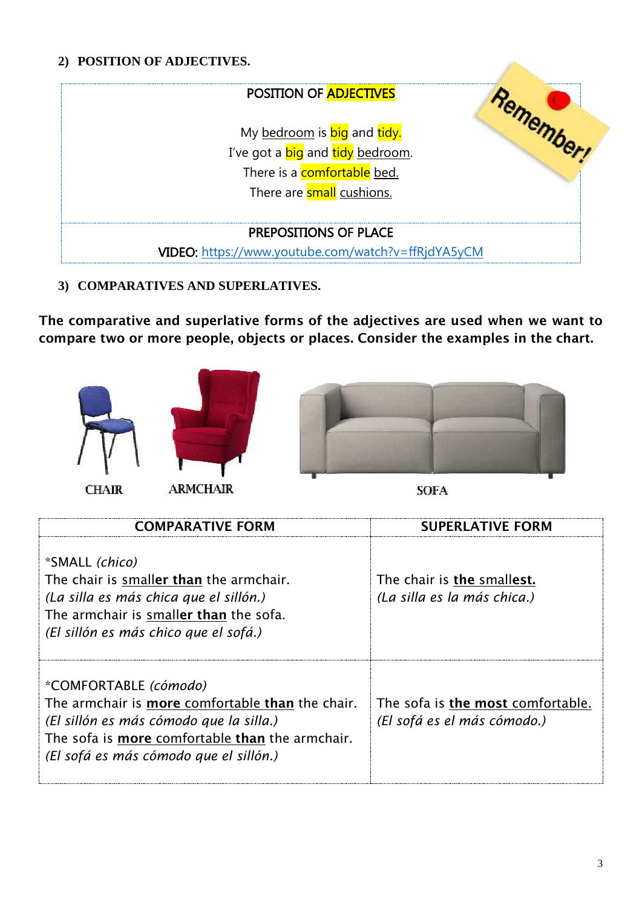## 2) POSITION OF ADJECTIVES.

POSITION OF ADJECTIVES

My bedroom is big and tidy.
I've got a big and tidy bedroom.
There is a comfortable bed.
There are small cushions.

Remember!

PREPOSITIONS OF PLACE

**VIDEO:** https://www.youtube.com/watch?v=ffRjdYA5yCM

## 3) COMPARATIVES AND SUPERLATIVES.

**The comparative and superlative forms of the adjectives are used when we want to compare two or more people, objects or places. Consider the examples in the chart.**

CHAIR ARMCHAIR SOFA

| COMPARATIVE FORM | SUPERLATIVE FORM |
|---|---|
| *SMALL *(chico)*<br>The chair is small**er than** the armchair.<br>*(La silla es más chica que el sillón.)*<br>The armchair is small**er than** the sofa.<br>*(El sillón es más chico que el sofá.)* | The chair is **the** small**est.**<br>*(La silla es la más chica.)* |
| *COMFORTABLE *(cómodo)*<br>The armchair is **more** comfortable **than** the chair.<br>*(El sillón es más cómodo que la silla.)*<br>The sofa is **more** comfortable **than** the armchair.<br>*(El sofá es más cómodo que el sillón.)* | The sofa is **the most** comfortable.<br>*(El sofá es el más cómodo.)* |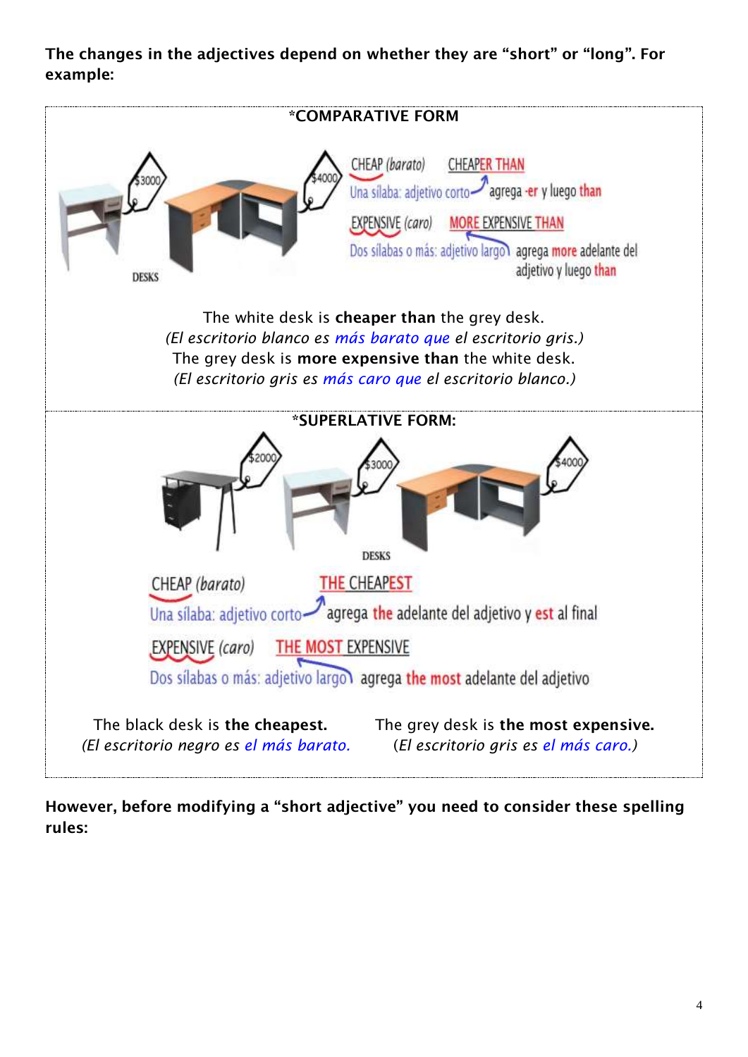**The changes in the adjectives depend on whether they are "short" or "long". For example:**

**\*COMPARATIVE FORM**

$3000 $4000

DESKS

CHEAP *(barato)* CHEAPER THAN

Una sílaba: adjetivo corto agrega -er y luego than

EXPENSIVE *(caro)* MORE EXPENSIVE THAN

Dos sílabas o más: adjetivo largo agrega more adelante del adjetivo y luego than

The white desk is **cheaper than** the grey desk.
*(El escritorio blanco es más barato que el escritorio gris.)*
The grey desk is **more expensive than** the white desk.
*(El escritorio gris es más caro que el escritorio blanco.)*

**\*SUPERLATIVE FORM:**

$2000 $3000 $4000

DESKS

CHEAP *(barato)* THE CHEAPEST

Una sílaba: adjetivo corto agrega the adelante del adjetivo y est al final

EXPENSIVE *(caro)* THE MOST EXPENSIVE

Dos sílabas o más: adjetivo largo agrega the most adelante del adjetivo

The black desk is **the cheapest.**
*(El escritorio negro es el más barato.*

The grey desk is **the most expensive.**
*(El escritorio gris es el más caro.)*

**However, before modifying a "short adjective" you need to consider these spelling rules:**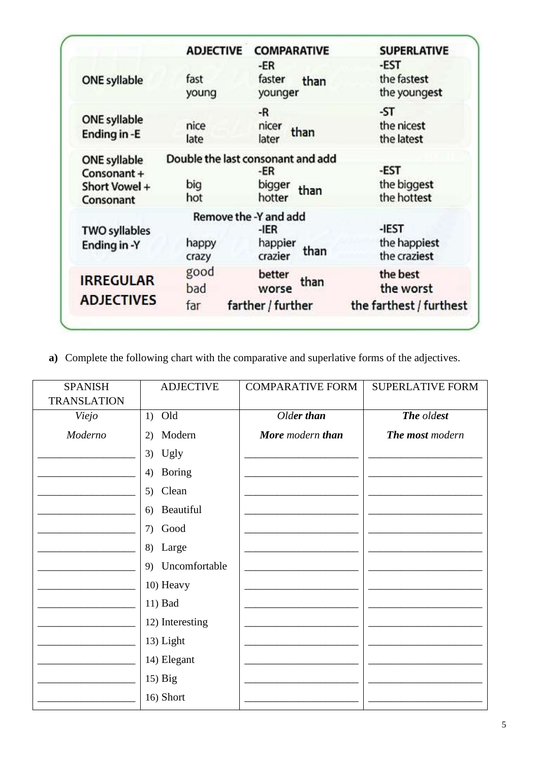| | ADJECTIVE | COMPARATIVE | SUPERLATIVE |
|---|---|---|---|
| ONE syllable | fast<br>young | -ER<br>faster than<br>younger | -EST<br>the fastest<br>the youngest |
| ONE syllable Ending in -E | nice<br>late | -R<br>nicer than<br>later | -ST<br>the nicest<br>the latest |
| ONE syllable Consonant + Short Vowel + Consonant | big<br>hot | Double the last consonant and add<br>-ER<br>bigger than<br>hotter | -EST<br>the biggest<br>the hottest |
| TWO syllables Ending in -Y | happy<br>crazy | Remove the -Y and add<br>-IER<br>happier than<br>crazier | -IEST<br>the happiest<br>the craziest |
| IRREGULAR ADJECTIVES | good<br>bad<br>far | better than<br>worse<br>farther / further | the best<br>the worst<br>the farthest / furthest |

**a)** Complete the following chart with the comparative and superlative forms of the adjectives.

| SPANISH TRANSLATION | ADJECTIVE | COMPARATIVE FORM | SUPERLATIVE FORM |
|---|---|---|---|
| *Viejo* | 1) Old | *Old**er than*** | ***The** old**est*** |
| *Moderno* | 2) Modern | ***More** modern **than*** | ***The most** modern* |
| ___________________ | 3) Ugly | ______________________ | ______________________ |
| ___________________ | 4) Boring | ______________________ | ______________________ |
| ___________________ | 5) Clean | ______________________ | ______________________ |
| ___________________ | 6) Beautiful | ______________________ | ______________________ |
| ___________________ | 7) Good | ______________________ | ______________________ |
| ___________________ | 8) Large | ______________________ | ______________________ |
| ___________________ | 9) Uncomfortable | ______________________ | ______________________ |
| ___________________ | 10) Heavy | ______________________ | ______________________ |
| ___________________ | 11) Bad | ______________________ | ______________________ |
| ___________________ | 12) Interesting | ______________________ | ______________________ |
| ___________________ | 13) Light | ______________________ | ______________________ |
| ___________________ | 14) Elegant | ______________________ | ______________________ |
| ___________________ | 15) Big | ______________________ | ______________________ |
| ___________________ | 16) Short | ______________________ | ______________________ |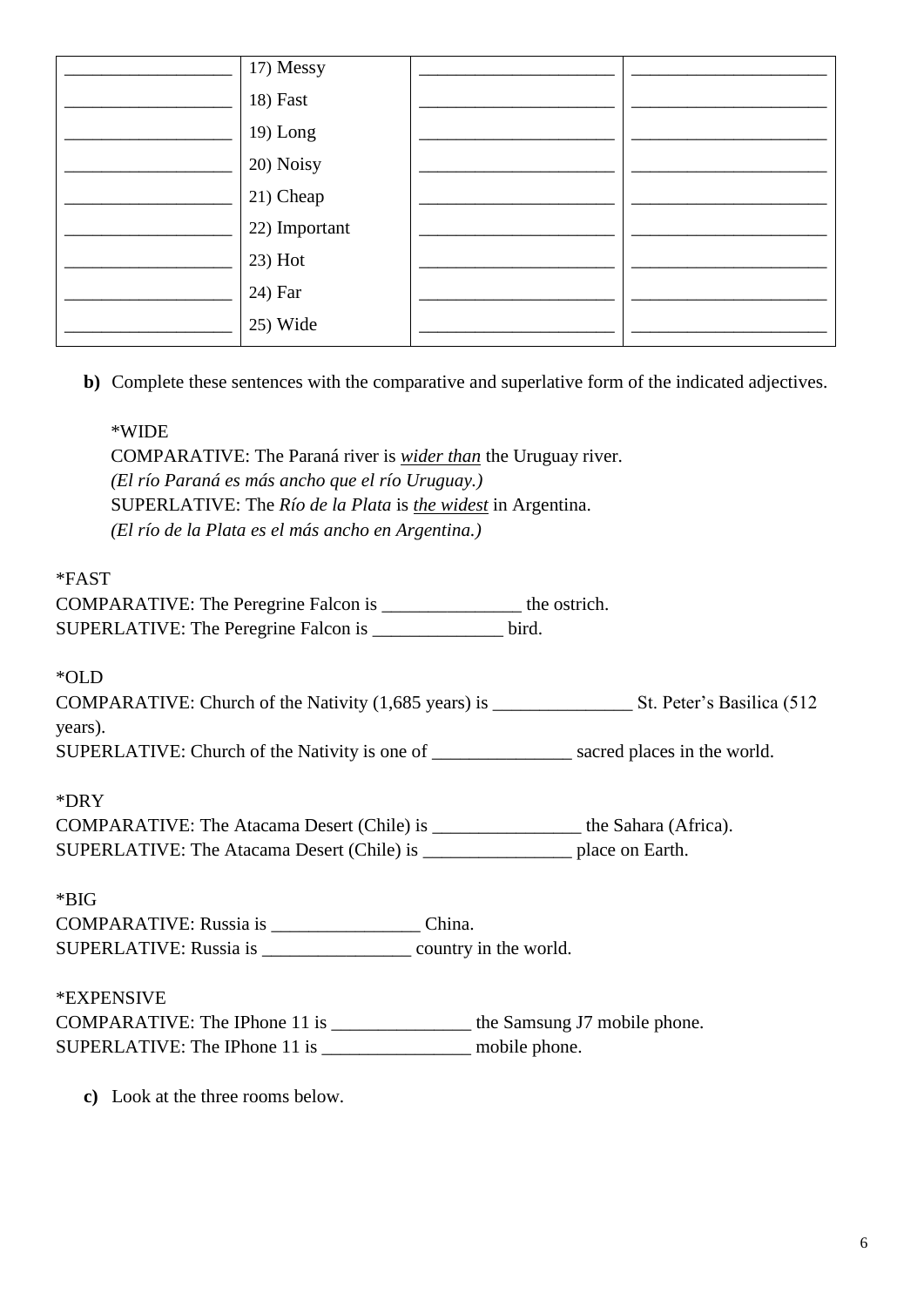| | | | |
|---|---|---|---|
| __________________ | 17) Messy | ____________________ | ____________________ |
| __________________ | 18) Fast | ____________________ | ____________________ |
| __________________ | 19) Long | ____________________ | ____________________ |
| __________________ | 20) Noisy | ____________________ | ____________________ |
| __________________ | 21) Cheap | ____________________ | ____________________ |
| __________________ | 22) Important | ____________________ | ____________________ |
| __________________ | 23) Hot | ____________________ | ____________________ |
| __________________ | 24) Far | ____________________ | ____________________ |
| __________________ | 25) Wide | ____________________ | ____________________ |

**b)** Complete these sentences with the comparative and superlative form of the indicated adjectives.

> *WIDE
> COMPARATIVE: The Paraná river is *__wider than__* the Uruguay river.
> *(El río Paraná es más ancho que el río Uruguay.)*
> SUPERLATIVE: The *Río de la Plata* is __the widest__ in Argentina.
> *(El río de la Plata es el más ancho en Argentina.)*

*FAST
COMPARATIVE: The Peregrine Falcon is _______________ the ostrich.
SUPERLATIVE: The Peregrine Falcon is ______________ bird.

*OLD
COMPARATIVE: Church of the Nativity (1,685 years) is _______________ St. Peter's Basilica (512 years).
SUPERLATIVE: Church of the Nativity is one of _______________ sacred places in the world.

*DRY
COMPARATIVE: The Atacama Desert (Chile) is ________________ the Sahara (Africa).
SUPERLATIVE: The Atacama Desert (Chile) is ________________ place on Earth.

*BIG
COMPARATIVE: Russia is ________________ China.
SUPERLATIVE: Russia is ________________ country in the world.

*EXPENSIVE
COMPARATIVE: The IPhone 11 is _______________ the Samsung J7 mobile phone.
SUPERLATIVE: The IPhone 11 is ________________ mobile phone.

**c)** Look at the three rooms below.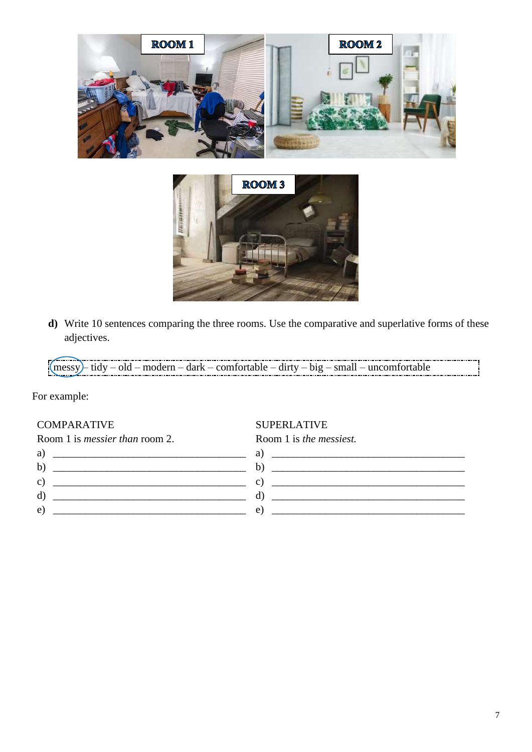ROOM 1

ROOM 2

ROOM 3

**d)** Write 10 sentences comparing the three rooms. Use the comparative and superlative forms of these adjectives.

messy – tidy – old – modern – dark – comfortable – dirty – big – small – uncomfortable

For example:

| COMPARATIVE | SUPERLATIVE |
| --- | --- |
| Room 1 is *messier than* room 2. | Room 1 is *the messiest.* |
| a) ___________________________________ | a) ___________________________________ |
| b) ___________________________________ | b) ___________________________________ |
| c) ___________________________________ | c) ___________________________________ |
| d) ___________________________________ | d) ___________________________________ |
| e) ___________________________________ | e) ___________________________________ |